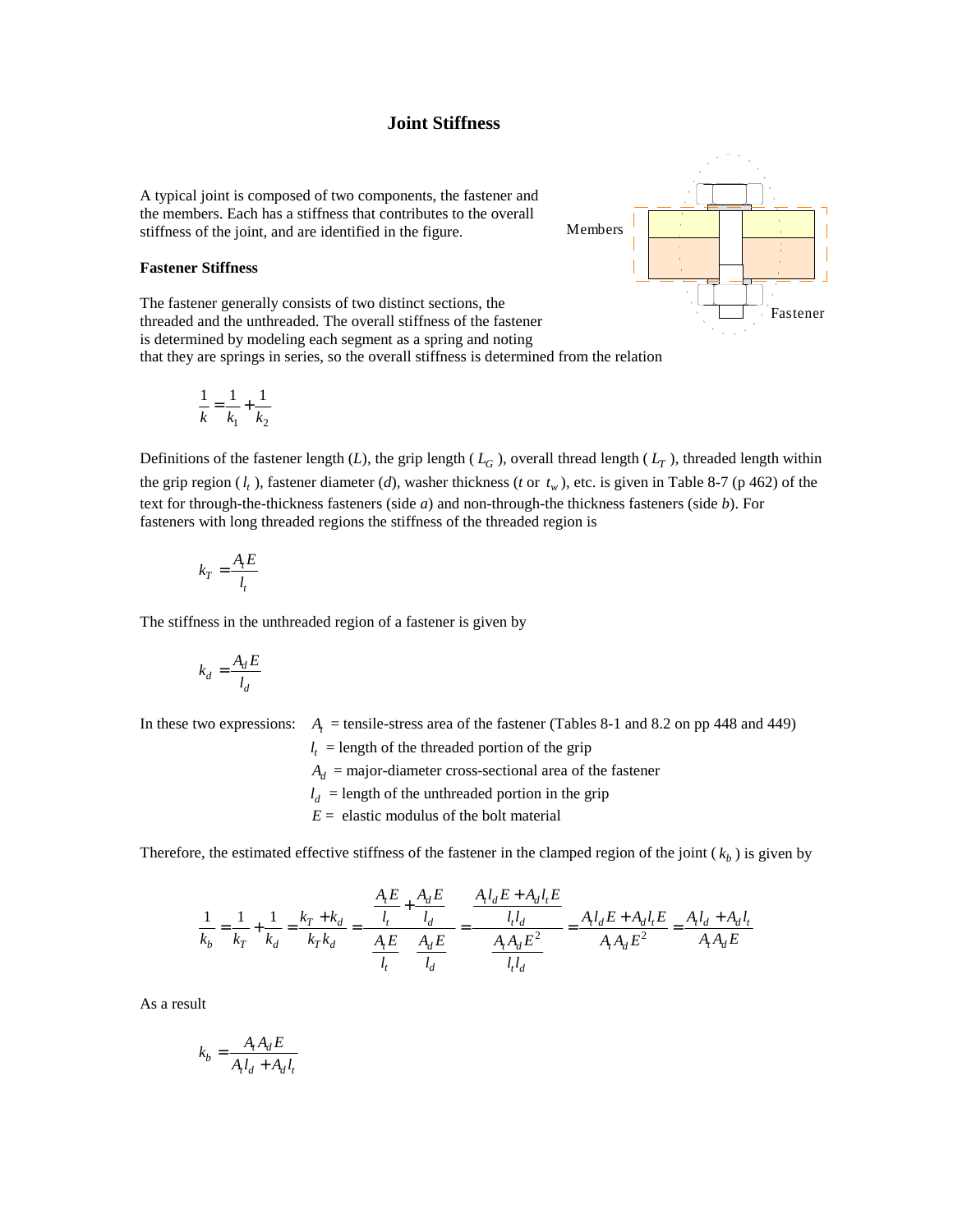# Joint Stiffness

A typical joint is composed of two components, the fastener and the members. Each has a stiffness that contributes to the overall stiffness of the joint, and are identified in the figure.

Members

Fastener

### Fastener Stiffness

The fastener generally consists of two distinct sections, the threaded and the unthreaded. The overall stiffness of the fastener is determined by modeling each segment as a spring and noting that they are springs in series, so the overall stiffness is determined from the relation

$$\frac{1}{k} = \frac{1}{k_1} + \frac{1}{k_2}$$

Definitions of the fastener length ($L$), the grip length ($L_G$), overall thread length ($L_T$), threaded length within the grip region ($l_t$), fastener diameter ($d$), washer thickness ($t$ or $t_w$), etc. is given in Table 8-7 (p 462) of the text for through-the-thickness fasteners (side *a*) and non-through-the thickness fasteners (side *b*). For fasteners with long threaded regions the stiffness of the threaded region is

$$k_T = \frac{A_t E}{l_t}$$

The stiffness in the unthreaded region of a fastener is given by

$$k_d = \frac{A_d E}{l_d}$$

In these two expressions:

- $A_t$ = tensile-stress area of the fastener (Tables 8-1 and 8.2 on pp 448 and 449)
- $l_t$ = length of the threaded portion of the grip
- $A_d$ = major-diameter cross-sectional area of the fastener
- $l_d$ = length of the unthreaded portion in the grip
- $E$ = elastic modulus of the bolt material

Therefore, the estimated effective stiffness of the fastener in the clamped region of the joint ($k_b$) is given by

$$\frac{1}{k_b} = \frac{1}{k_T} + \frac{1}{k_d} = \frac{k_T + k_d}{k_T k_d} = \frac{\dfrac{A_t E}{l_t} + \dfrac{A_d E}{l_d}}{\dfrac{A_t E}{l_t}\dfrac{A_d E}{l_d}} = \frac{\dfrac{A_t l_d E + A_d l_t E}{l_t l_d}}{\dfrac{A_t A_d E^2}{l_t l_d}} = \frac{A_t l_d E + A_d l_t E}{A_t A_d E^2} = \frac{A_t l_d + A_d l_t}{A_t A_d E}$$

As a result

$$k_b = \frac{A_t A_d E}{A_t l_d + A_d l_t}$$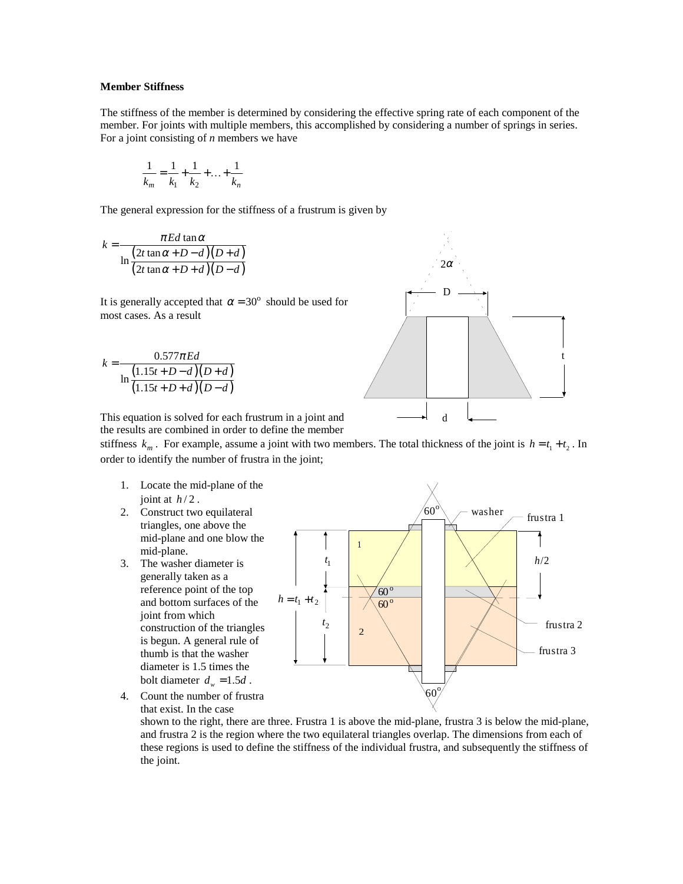**Member Stiffness**

The stiffness of the member is determined by considering the effective spring rate of each component of the member. For joints with multiple members, this accomplished by considering a number of springs in series. For a joint consisting of *n* members we have

$$\frac{1}{k_m} = \frac{1}{k_1} + \frac{1}{k_2} + \ldots + \frac{1}{k_n}$$

The general expression for the stiffness of a frustrum is given by

$$k = \frac{\pi E d \tan \alpha}{\ln \frac{(2t \tan \alpha + D - d)(D + d)}{(2t \tan \alpha + D + d)(D - d)}}$$

It is generally accepted that $\alpha = 30^{\circ}$ should be used for most cases. As a result

$$k = \frac{0.577 \pi E d}{\ln \frac{(1.15t + D - d)(D + d)}{(1.15t + D + d)(D - d)}}$$

This equation is solved for each frustrum in a joint and the results are combined in order to define the member stiffness $k_m$. For example, assume a joint with two members. The total thickness of the joint is $h = t_1 + t_2$. In order to identify the number of frustra in the joint;

1. Locate the mid-plane of the joint at $h/2$.
2. Construct two equilateral triangles, one above the mid-plane and one blow the mid-plane.
3. The washer diameter is generally taken as a reference point of the top and bottom surfaces of the joint from which construction of the triangles is begun. A general rule of thumb is that the washer diameter is 1.5 times the bolt diameter $d_w = 1.5d$.
4. Count the number of frustra that exist. In the case shown to the right, there are three. Frustra 1 is above the mid-plane, frustra 3 is below the mid-plane, and frustra 2 is the region where the two equilateral triangles overlap. The dimensions from each of these regions is used to define the stiffness of the individual frustra, and subsequently the stiffness of the joint.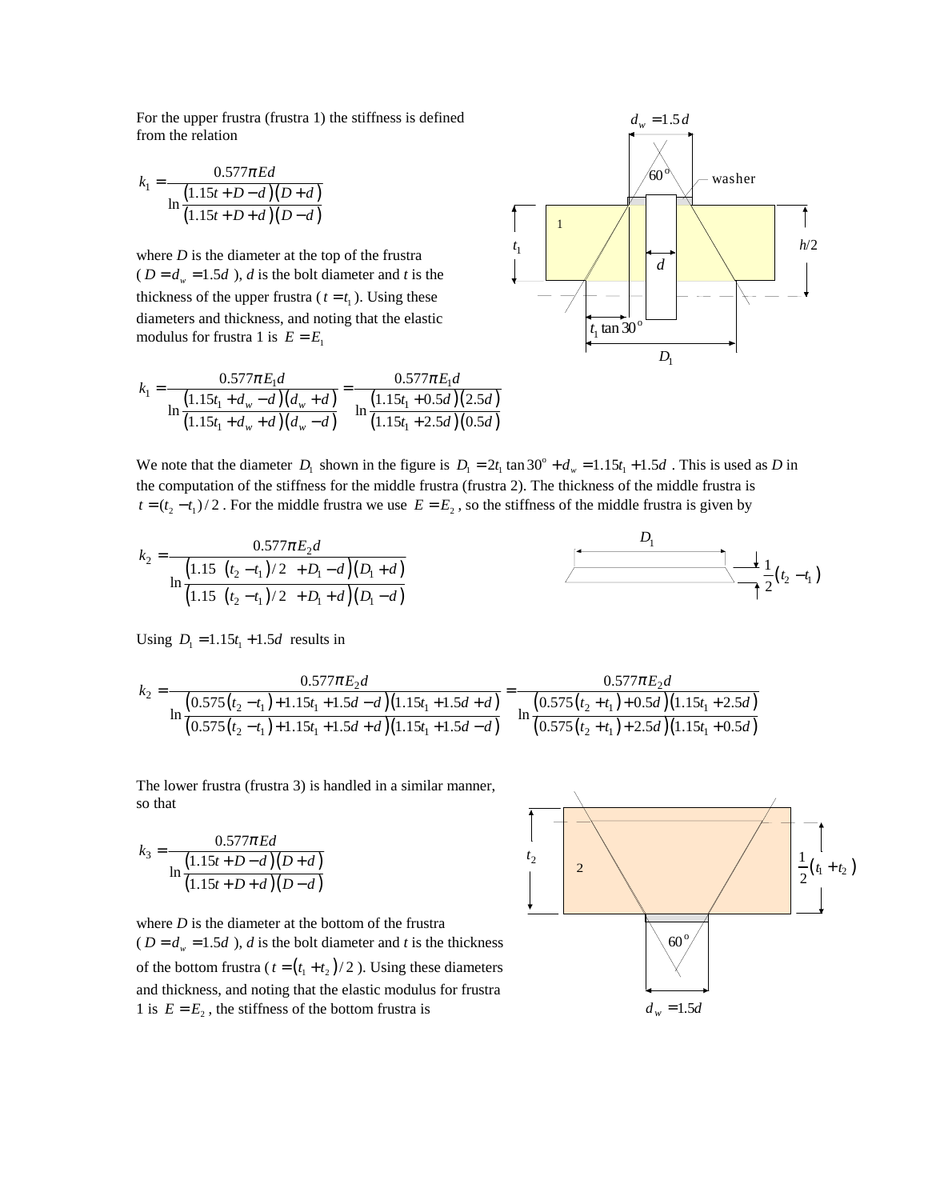For the upper frustra (frustra 1) the stiffness is defined from the relation

$$k_1 = \frac{0.577\pi E d}{\ln \dfrac{(1.15t + D - d)(D + d)}{(1.15t + D + d)(D - d)}}$$

where $D$ is the diameter at the top of the frustra ($D = d_w = 1.5d$), $d$ is the bolt diameter and $t$ is the thickness of the upper frustra ($t = t_1$). Using these diameters and thickness, and noting that the elastic modulus for frustra 1 is $E = E_1$

$$k_1 = \frac{0.577\pi E_1 d}{\ln \dfrac{(1.15t_1 + d_w - d)(d_w + d)}{(1.15t_1 + d_w + d)(d_w - d)}} = \frac{0.577\pi E_1 d}{\ln \dfrac{(1.15t_1 + 0.5d)(2.5d)}{(1.15t_1 + 2.5d)(0.5d)}}$$

We note that the diameter $D_1$ shown in the figure is $D_1 = 2t_1 \tan 30^\circ + d_w = 1.15t_1 + 1.5d$. This is used as $D$ in the computation of the stiffness for the middle frustra (frustra 2). The thickness of the middle frustra is $t = (t_2 - t_1)/2$. For the middle frustra we use $E = E_2$, so the stiffness of the middle frustra is given by

$$k_2 = \frac{0.577\pi E_2 d}{\ln \dfrac{(1.15\ (t_2 - t_1)/2\ + D_1 - d)(D_1 + d)}{(1.15\ (t_2 - t_1)/2\ + D_1 + d)(D_1 - d)}}$$

Using $D_1 = 1.15t_1 + 1.5d$ results in

$$k_2 = \frac{0.577\pi E_2 d}{\ln \dfrac{(0.575(t_2 - t_1) + 1.15t_1 + 1.5d - d)(1.15t_1 + 1.5d + d)}{(0.575(t_2 - t_1) + 1.15t_1 + 1.5d + d)(1.15t_1 + 1.5d - d)}} = \frac{0.577\pi E_2 d}{\ln \dfrac{(0.575(t_2 + t_1) + 0.5d)(1.15t_1 + 2.5d)}{(0.575(t_2 + t_1) + 2.5d)(1.15t_1 + 0.5d)}}$$

The lower frustra (frustra 3) is handled in a similar manner, so that

$$k_3 = \frac{0.577\pi E d}{\ln \dfrac{(1.15t + D - d)(D + d)}{(1.15t + D + d)(D - d)}}$$

where $D$ is the diameter at the bottom of the frustra ($D = d_w = 1.5d$), $d$ is the bolt diameter and $t$ is the thickness of the bottom frustra ($t = (t_1 + t_2)/2$). Using these diameters and thickness, and noting that the elastic modulus for frustra 1 is $E = E_2$, the stiffness of the bottom frustra is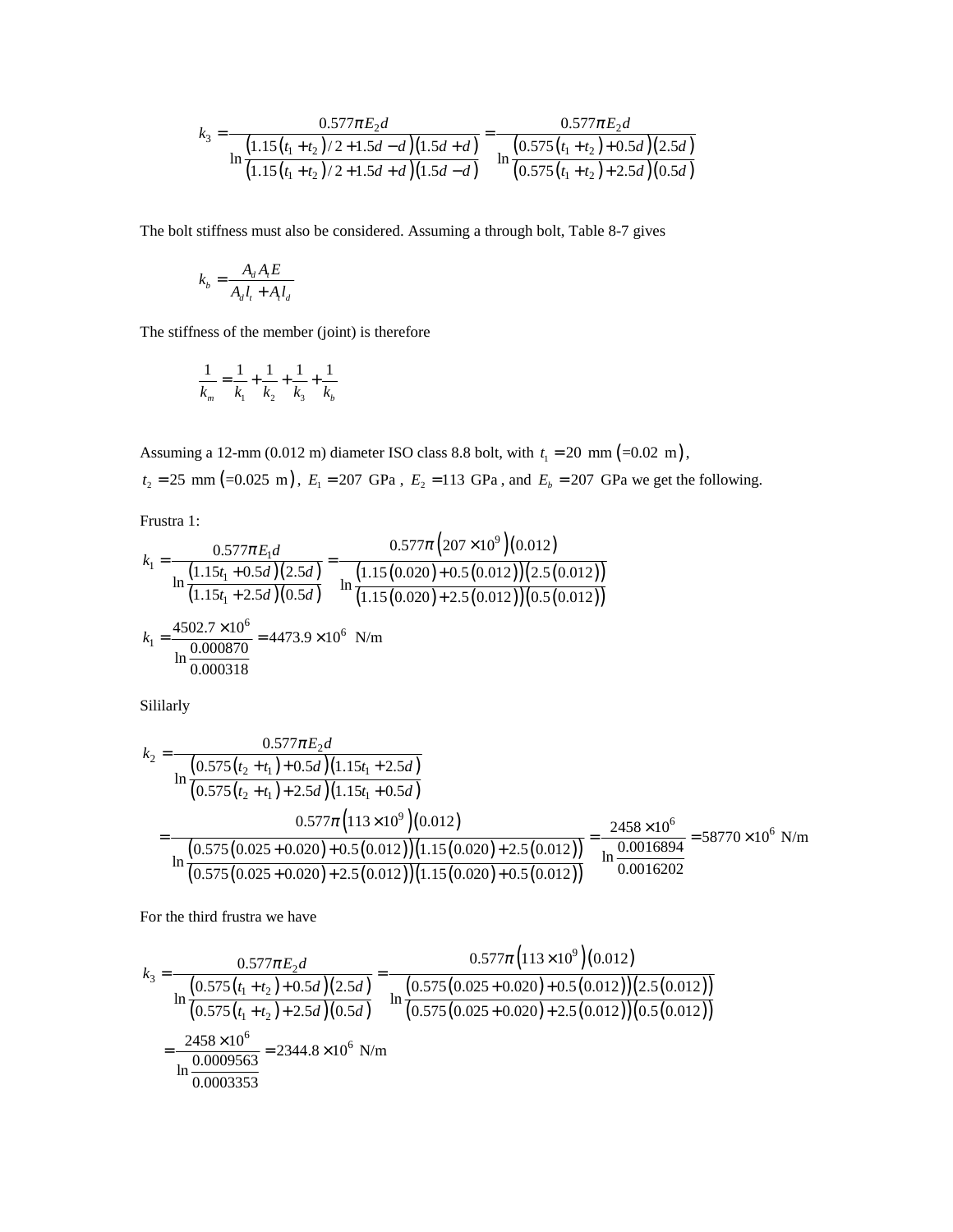$$k_3 = \frac{0.577\pi E_2 d}{\ln\frac{\left(1.15\left(t_1+t_2\right)/2+1.5d-d\right)\left(1.5d+d\right)}{\left(1.15\left(t_1+t_2\right)/2+1.5d+d\right)\left(1.5d-d\right)}} = \frac{0.577\pi E_2 d}{\ln\frac{\left(0.575\left(t_1+t_2\right)+0.5d\right)\left(2.5d\right)}{\left(0.575\left(t_1+t_2\right)+2.5d\right)\left(0.5d\right)}}$$

The bolt stiffness must also be considered. Assuming a through bolt, Table 8-7 gives

$$k_b = \frac{A_d A_t E}{A_d l_t + A_t l_d}$$

The stiffness of the member (joint) is therefore

$$\frac{1}{k_m} = \frac{1}{k_1} + \frac{1}{k_2} + \frac{1}{k_3} + \frac{1}{k_b}$$

Assuming a 12-mm (0.012 m) diameter ISO class 8.8 bolt, with $t_1 = 20$ mm (=0.02 m), $t_2 = 25$ mm (=0.025 m), $E_1 = 207$ GPa, $E_2 = 113$ GPa, and $E_b = 207$ GPa we get the following.

Frustra 1:

$$k_1 = \frac{0.577\pi E_1 d}{\ln\frac{\left(1.15t_1+0.5d\right)\left(2.5d\right)}{\left(1.15t_1+2.5d\right)\left(0.5d\right)}} = \frac{0.577\pi\left(207\times10^9\right)\left(0.012\right)}{\ln\frac{\left(1.15\left(0.020\right)+0.5\left(0.012\right)\right)\left(2.5\left(0.012\right)\right)}{\left(1.15\left(0.020\right)+2.5\left(0.012\right)\right)\left(0.5\left(0.012\right)\right)}}$$

$$k_1 = \frac{4502.7\times10^6}{\ln\frac{0.000870}{0.000318}} = 4473.9\times10^6 \text{ N/m}$$

Sililarly

$$k_2 = \frac{0.577\pi E_2 d}{\ln\frac{\left(0.575\left(t_2+t_1\right)+0.5d\right)\left(1.15t_1+2.5d\right)}{\left(0.575\left(t_2+t_1\right)+2.5d\right)\left(1.15t_1+0.5d\right)}}$$

$$= \frac{0.577\pi\left(113\times10^9\right)\left(0.012\right)}{\ln\frac{\left(0.575\left(0.025+0.020\right)+0.5\left(0.012\right)\right)\left(1.15\left(0.020\right)+2.5\left(0.012\right)\right)}{\left(0.575\left(0.025+0.020\right)+2.5\left(0.012\right)\right)\left(1.15\left(0.020\right)+0.5\left(0.012\right)\right)}} = \frac{2458\times10^6}{\ln\frac{0.0016894}{0.0016202}} = 58770\times10^6 \text{ N/m}$$

For the third frustra we have

$$k_3 = \frac{0.577\pi E_2 d}{\ln\frac{\left(0.575\left(t_1+t_2\right)+0.5d\right)\left(2.5d\right)}{\left(0.575\left(t_1+t_2\right)+2.5d\right)\left(0.5d\right)}} = \frac{0.577\pi\left(113\times10^9\right)\left(0.012\right)}{\ln\frac{\left(0.575\left(0.025+0.020\right)+0.5\left(0.012\right)\right)\left(2.5\left(0.012\right)\right)}{\left(0.575\left(0.025+0.020\right)+2.5\left(0.012\right)\right)\left(0.5\left(0.012\right)\right)}}$$

$$= \frac{2458\times10^6}{\ln\frac{0.0009563}{0.0003353}} = 2344.8\times10^6 \text{ N/m}$$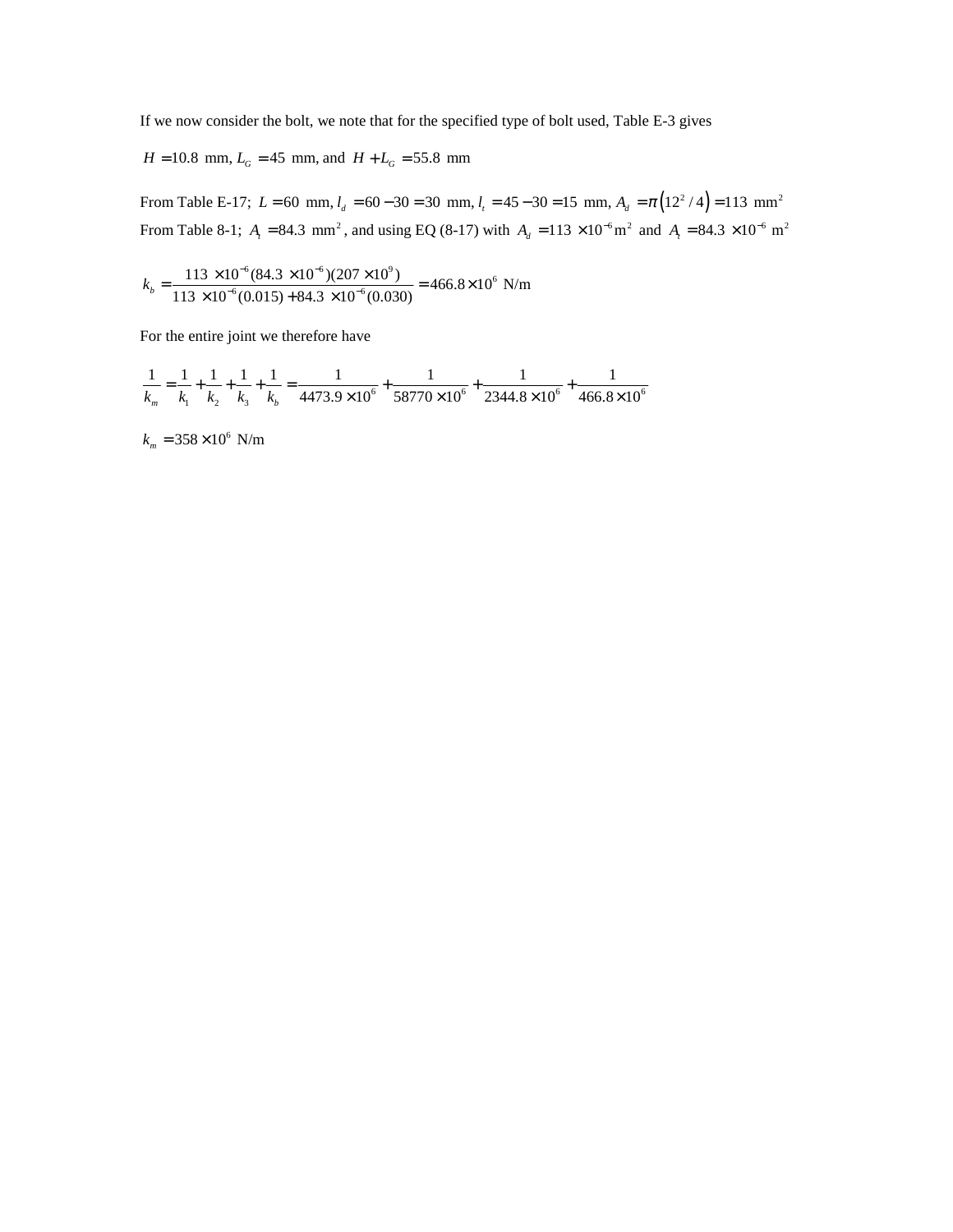If we now consider the bolt, we note that for the specified type of bolt used, Table E-3 gives

$H = 10.8$ mm, $L_G = 45$ mm, and $H + L_G = 55.8$ mm

From Table E-17; $L = 60$ mm, $l_d = 60 - 30 = 30$ mm, $l_t = 45 - 30 = 15$ mm, $A_d = \pi\left(12^2/4\right) = 113$ mm$^2$

From Table 8-1; $A_t = 84.3$ mm$^2$, and using EQ (8-17) with $A_d = 113\times10^{-6}\,\text{m}^2$ and $A_t = 84.3\times10^{-6}$ m$^2$

$$k_b = \frac{113\times10^{-6}(84.3\times10^{-6})(207\times10^{9})}{113\times10^{-6}(0.015) + 84.3\times10^{-6}(0.030)} = 466.8\times10^{6}\ \text{N/m}$$

For the entire joint we therefore have

$$\frac{1}{k_m} = \frac{1}{k_1} + \frac{1}{k_2} + \frac{1}{k_3} + \frac{1}{k_b} = \frac{1}{4473.9\times10^{6}} + \frac{1}{58770\times10^{6}} + \frac{1}{2344.8\times10^{6}} + \frac{1}{466.8\times10^{6}}$$

$$k_m = 358\times10^{6}\ \text{N/m}$$